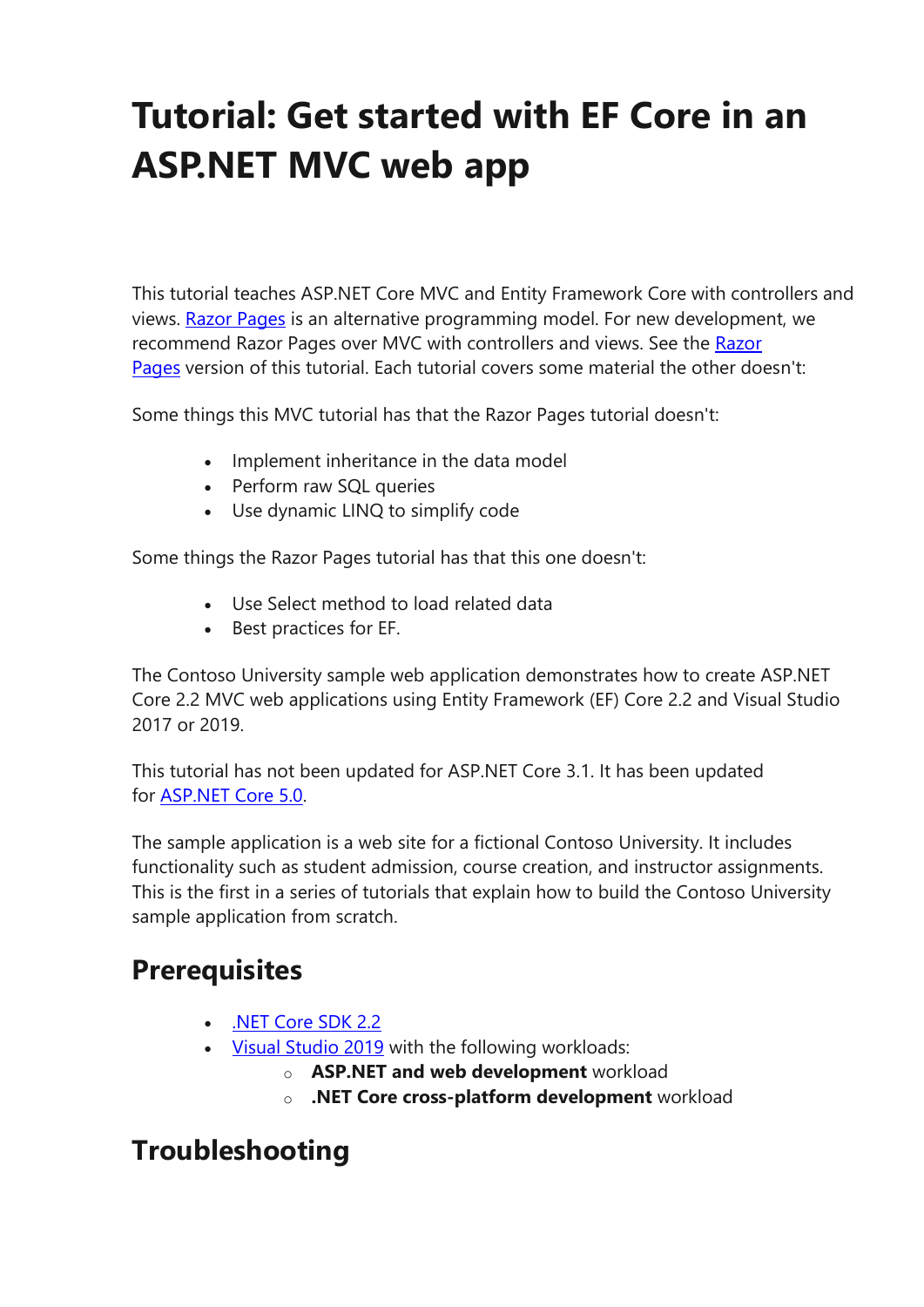# Tutorial: Get started with EF Core in an ASP.NET MVC web app

This tutorial teaches ASP.NET Core MVC and Entity Framework Core with controllers and views. [Razor Pages](#) is an alternative programming model. For new development, we recommend Razor Pages over MVC with controllers and views. See the [Razor Pages](#) version of this tutorial. Each tutorial covers some material the other doesn't:

Some things this MVC tutorial has that the Razor Pages tutorial doesn't:

- Implement inheritance in the data model
- Perform raw SQL queries
- Use dynamic LINQ to simplify code

Some things the Razor Pages tutorial has that this one doesn't:

- Use Select method to load related data
- Best practices for EF.

The Contoso University sample web application demonstrates how to create ASP.NET Core 2.2 MVC web applications using Entity Framework (EF) Core 2.2 and Visual Studio 2017 or 2019.

This tutorial has not been updated for ASP.NET Core 3.1. It has been updated for [ASP.NET Core 5.0](#).

The sample application is a web site for a fictional Contoso University. It includes functionality such as student admission, course creation, and instructor assignments. This is the first in a series of tutorials that explain how to build the Contoso University sample application from scratch.

## Prerequisites

- [.NET Core SDK 2.2](#)
- [Visual Studio 2019](#) with the following workloads:
  - **ASP.NET and web development** workload
  - **.NET Core cross-platform development** workload

## Troubleshooting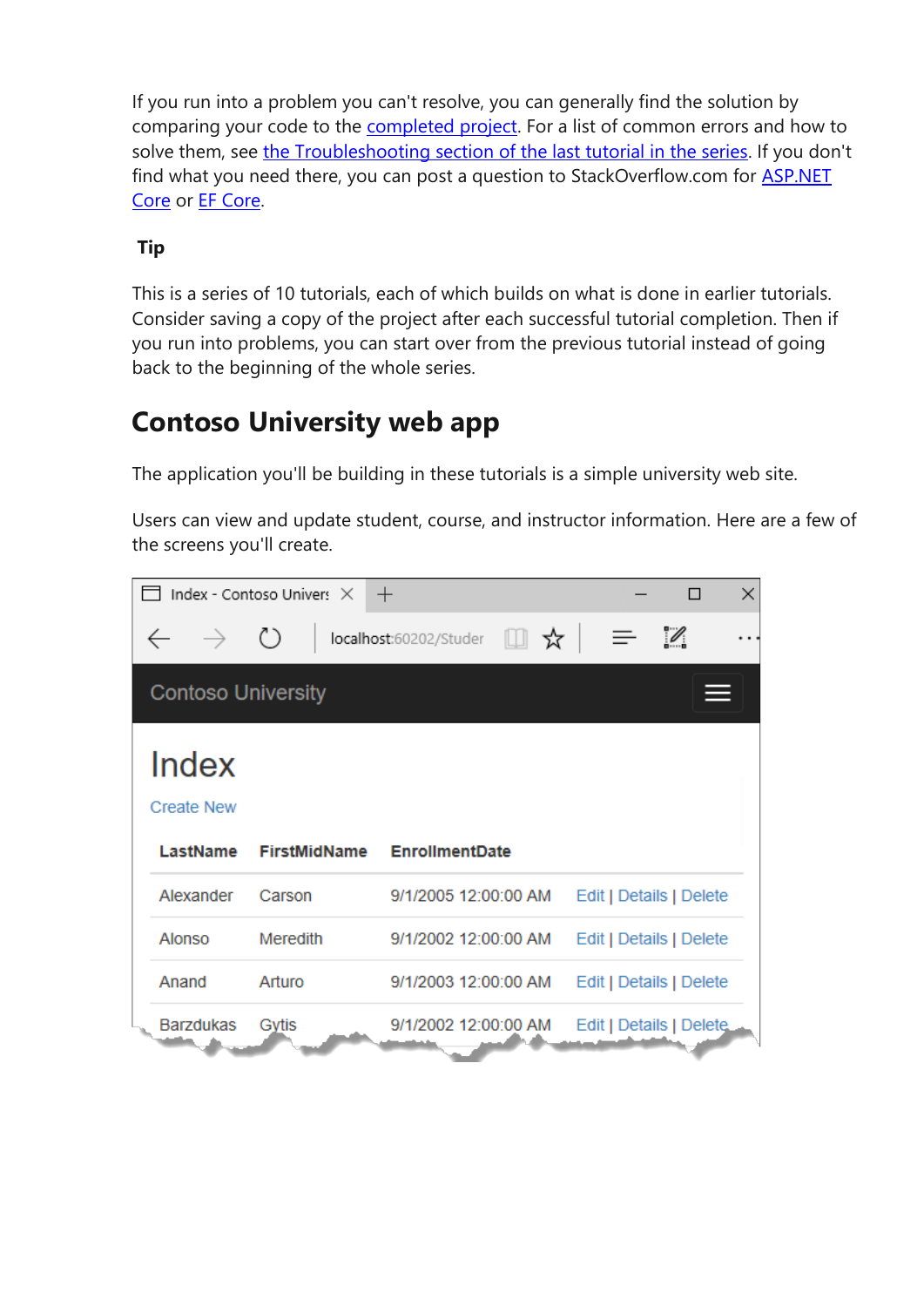If you run into a problem you can't resolve, you can generally find the solution by comparing your code to the completed project. For a list of common errors and how to solve them, see the Troubleshooting section of the last tutorial in the series. If you don't find what you need there, you can post a question to StackOverflow.com for ASP.NET Core or EF Core.

**Tip**

This is a series of 10 tutorials, each of which builds on what is done in earlier tutorials. Consider saving a copy of the project after each successful tutorial completion. Then if you run into problems, you can start over from the previous tutorial instead of going back to the beginning of the whole series.

## Contoso University web app

The application you'll be building in these tutorials is a simple university web site.

Users can view and update student, course, and instructor information. Here are a few of the screens you'll create.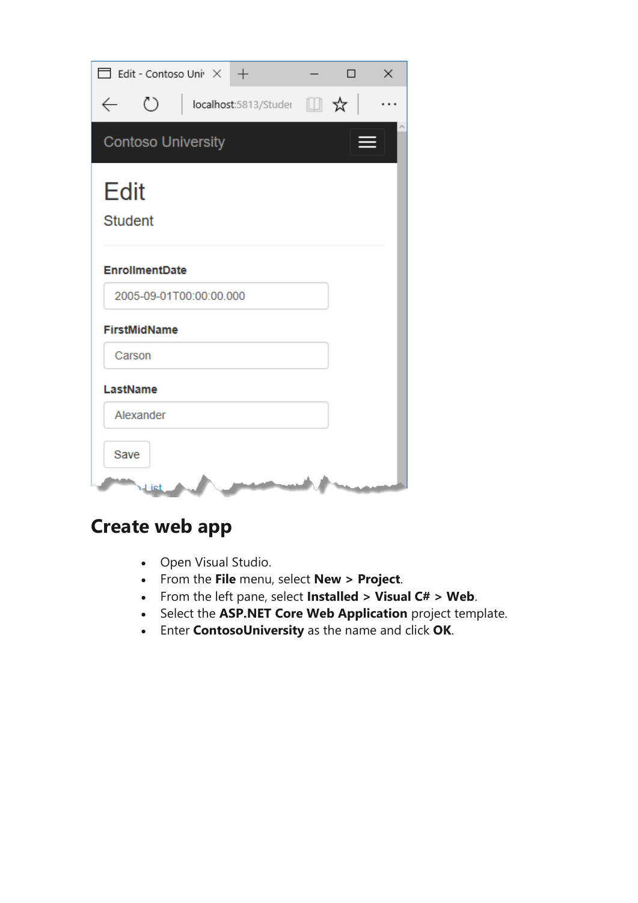## Create web app

- Open Visual Studio.
- From the **File** menu, select **New** > **Project**.
- From the left pane, select **Installed** > **Visual C#** > **Web**.
- Select the **ASP.NET Core Web Application** project template.
- Enter **ContosoUniversity** as the name and click **OK**.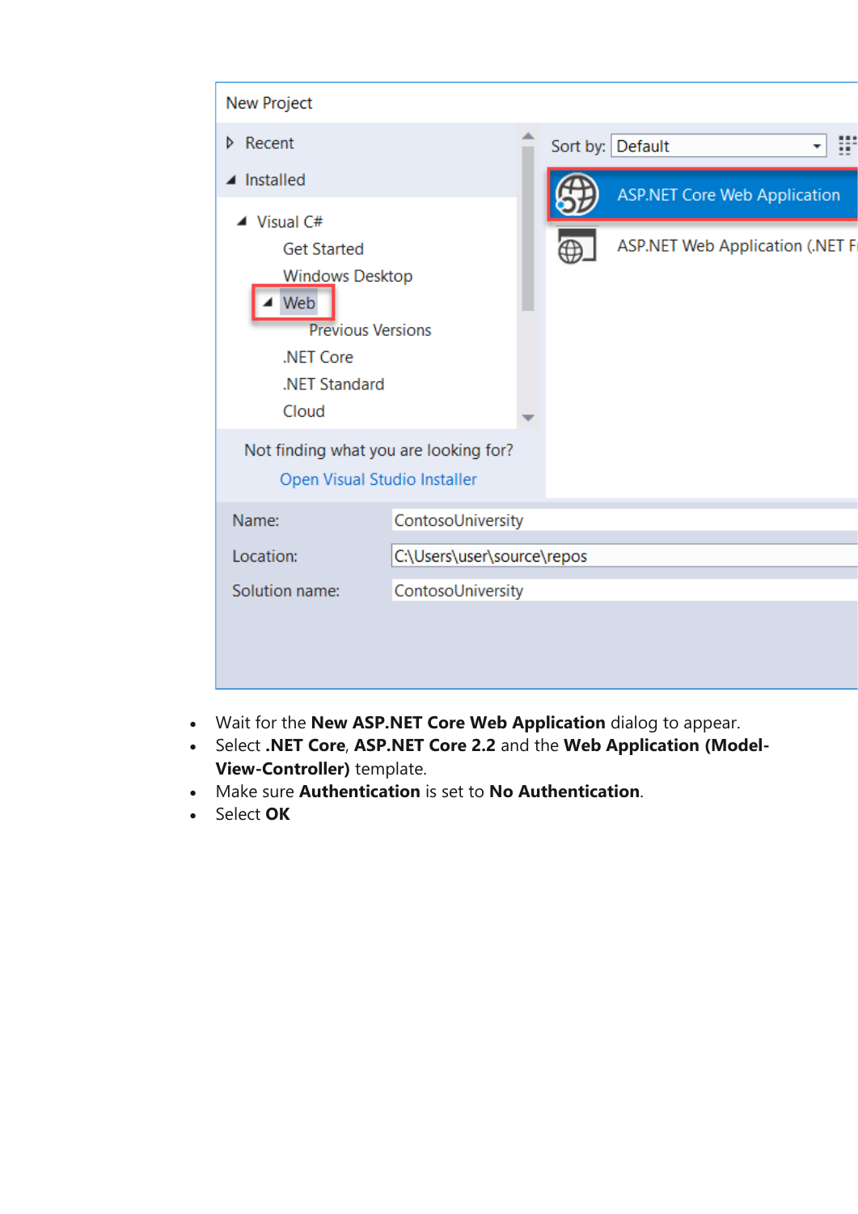- Wait for the **New ASP.NET Core Web Application** dialog to appear.
- Select **.NET Core**, **ASP.NET Core 2.2** and the **Web Application (Model-View-Controller)** template.
- Make sure **Authentication** is set to **No Authentication**.
- Select **OK**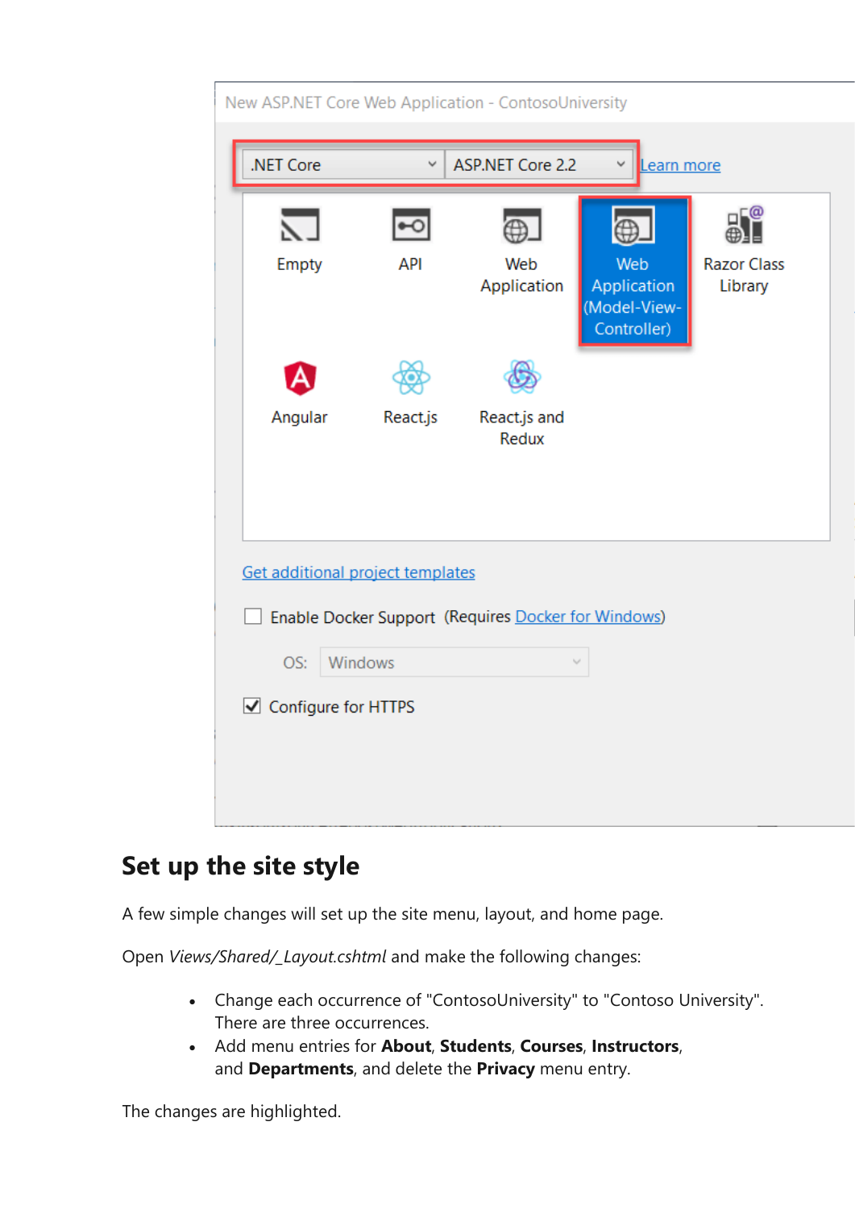## Set up the site style

A few simple changes will set up the site menu, layout, and home page.

Open *Views/Shared/_Layout.cshtml* and make the following changes:

- Change each occurrence of "ContosoUniversity" to "Contoso University". There are three occurrences.
- Add menu entries for **About**, **Students**, **Courses**, **Instructors**, and **Departments**, and delete the **Privacy** menu entry.

The changes are highlighted.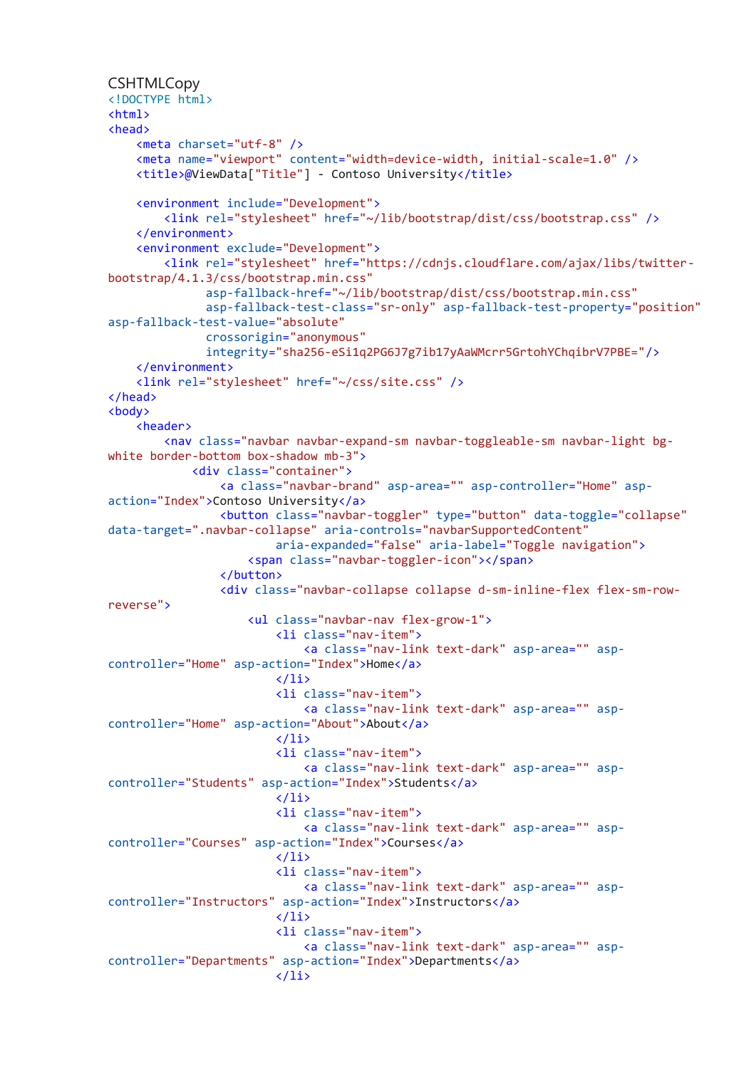CSHTMLCopy

```cshtml
<!DOCTYPE html>
<html>
<head>
    <meta charset="utf-8" />
    <meta name="viewport" content="width=device-width, initial-scale=1.0" />
    <title>@ViewData["Title"] - Contoso University</title>

    <environment include="Development">
        <link rel="stylesheet" href="~/lib/bootstrap/dist/css/bootstrap.css" />
    </environment>
    <environment exclude="Development">
        <link rel="stylesheet" href="https://cdnjs.cloudflare.com/ajax/libs/twitter-bootstrap/4.1.3/css/bootstrap.min.css"
              asp-fallback-href="~/lib/bootstrap/dist/css/bootstrap.min.css"
              asp-fallback-test-class="sr-only" asp-fallback-test-property="position" asp-fallback-test-value="absolute"
              crossorigin="anonymous"
              integrity="sha256-eSi1q2PG6J7g7ib17yAaWMcrr5GrtohYChqibrV7PBE="/>
    </environment>
    <link rel="stylesheet" href="~/css/site.css" />
</head>
<body>
    <header>
        <nav class="navbar navbar-expand-sm navbar-toggleable-sm navbar-light bg-white border-bottom box-shadow mb-3">
            <div class="container">
                <a class="navbar-brand" asp-area="" asp-controller="Home" asp-action="Index">Contoso University</a>
                <button class="navbar-toggler" type="button" data-toggle="collapse" data-target=".navbar-collapse" aria-controls="navbarSupportedContent"
                        aria-expanded="false" aria-label="Toggle navigation">
                    <span class="navbar-toggler-icon"></span>
                </button>
                <div class="navbar-collapse collapse d-sm-inline-flex flex-sm-row-reverse">
                    <ul class="navbar-nav flex-grow-1">
                        <li class="nav-item">
                            <a class="nav-link text-dark" asp-area="" asp-controller="Home" asp-action="Index">Home</a>
                        </li>
                        <li class="nav-item">
                            <a class="nav-link text-dark" asp-area="" asp-controller="Home" asp-action="About">About</a>
                        </li>
                        <li class="nav-item">
                            <a class="nav-link text-dark" asp-area="" asp-controller="Students" asp-action="Index">Students</a>
                        </li>
                        <li class="nav-item">
                            <a class="nav-link text-dark" asp-area="" asp-controller="Courses" asp-action="Index">Courses</a>
                        </li>
                        <li class="nav-item">
                            <a class="nav-link text-dark" asp-area="" asp-controller="Instructors" asp-action="Index">Instructors</a>
                        </li>
                        <li class="nav-item">
                            <a class="nav-link text-dark" asp-area="" asp-controller="Departments" asp-action="Index">Departments</a>
                        </li>
```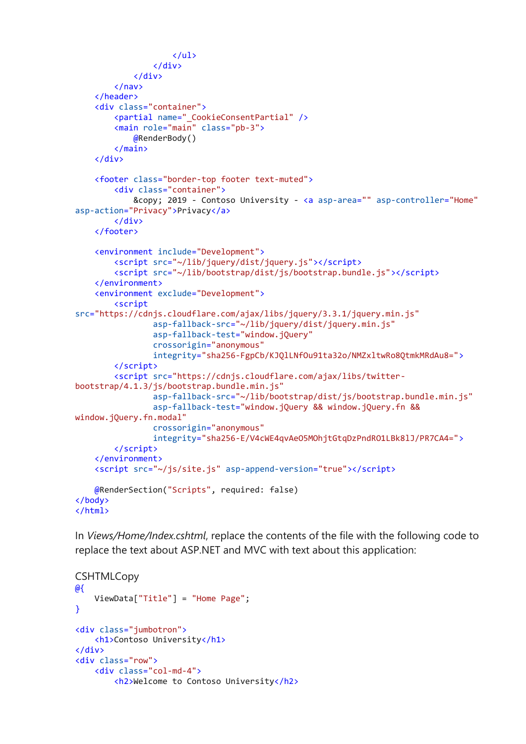```
                </ul>
            </div>
        </div>
    </nav>
</header>
<div class="container">
    <partial name="_CookieConsentPartial" />
    <main role="main" class="pb-3">
        @RenderBody()
    </main>
</div>

<footer class="border-top footer text-muted">
    <div class="container">
        &copy; 2019 - Contoso University - <a asp-area="" asp-controller="Home"
asp-action="Privacy">Privacy</a>
    </div>
</footer>

<environment include="Development">
    <script src="~/lib/jquery/dist/jquery.js"></script>
    <script src="~/lib/bootstrap/dist/js/bootstrap.bundle.js"></script>
</environment>
<environment exclude="Development">
    <script
src="https://cdnjs.cloudflare.com/ajax/libs/jquery/3.3.1/jquery.min.js"
            asp-fallback-src="~/lib/jquery/dist/jquery.min.js"
            asp-fallback-test="window.jQuery"
            crossorigin="anonymous"
            integrity="sha256-FgpCb/KJQlLNfOu91ta32o/NMZxltwRo8QtmkMRdAu8=">
    </script>
    <script src="https://cdnjs.cloudflare.com/ajax/libs/twitter-
bootstrap/4.1.3/js/bootstrap.bundle.min.js"
            asp-fallback-src="~/lib/bootstrap/dist/js/bootstrap.bundle.min.js"
            asp-fallback-test="window.jQuery && window.jQuery.fn &&
window.jQuery.fn.modal"
            crossorigin="anonymous"
            integrity="sha256-E/V4cWE4qvAeO5MOhjtGtqDzPndRO1LBk8lJ/PR7CA4=">
    </script>
</environment>
<script src="~/js/site.js" asp-append-version="true"></script>

@RenderSection("Scripts", required: false)
</body>
</html>
```

In *Views/Home/Index.cshtml*, replace the contents of the file with the following code to replace the text about ASP.NET and MVC with text about this application:

CSHTMLCopy

```
@{
    ViewData["Title"] = "Home Page";
}

<div class="jumbotron">
    <h1>Contoso University</h1>
</div>
<div class="row">
    <div class="col-md-4">
        <h2>Welcome to Contoso University</h2>
```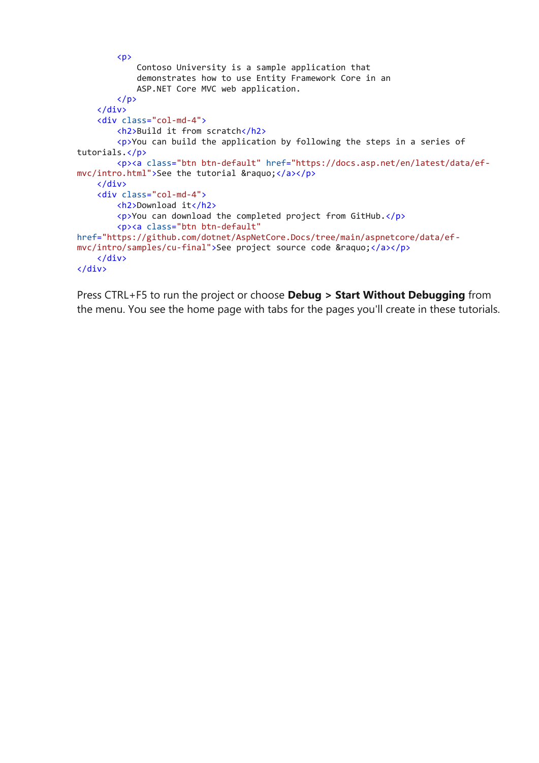```
        <p>
            Contoso University is a sample application that
            demonstrates how to use Entity Framework Core in an
            ASP.NET Core MVC web application.
        </p>
    </div>
    <div class="col-md-4">
        <h2>Build it from scratch</h2>
        <p>You can build the application by following the steps in a series of tutorials.</p>
        <p><a class="btn btn-default" href="https://docs.asp.net/en/latest/data/ef-mvc/intro.html">See the tutorial &raquo;</a></p>
    </div>
    <div class="col-md-4">
        <h2>Download it</h2>
        <p>You can download the completed project from GitHub.</p>
        <p><a class="btn btn-default" href="https://github.com/dotnet/AspNetCore.Docs/tree/main/aspnetcore/data/ef-mvc/intro/samples/cu-final">See project source code &raquo;</a></p>
    </div>
</div>
```

Press CTRL+F5 to run the project or choose **Debug > Start Without Debugging** from the menu. You see the home page with tabs for the pages you'll create in these tutorials.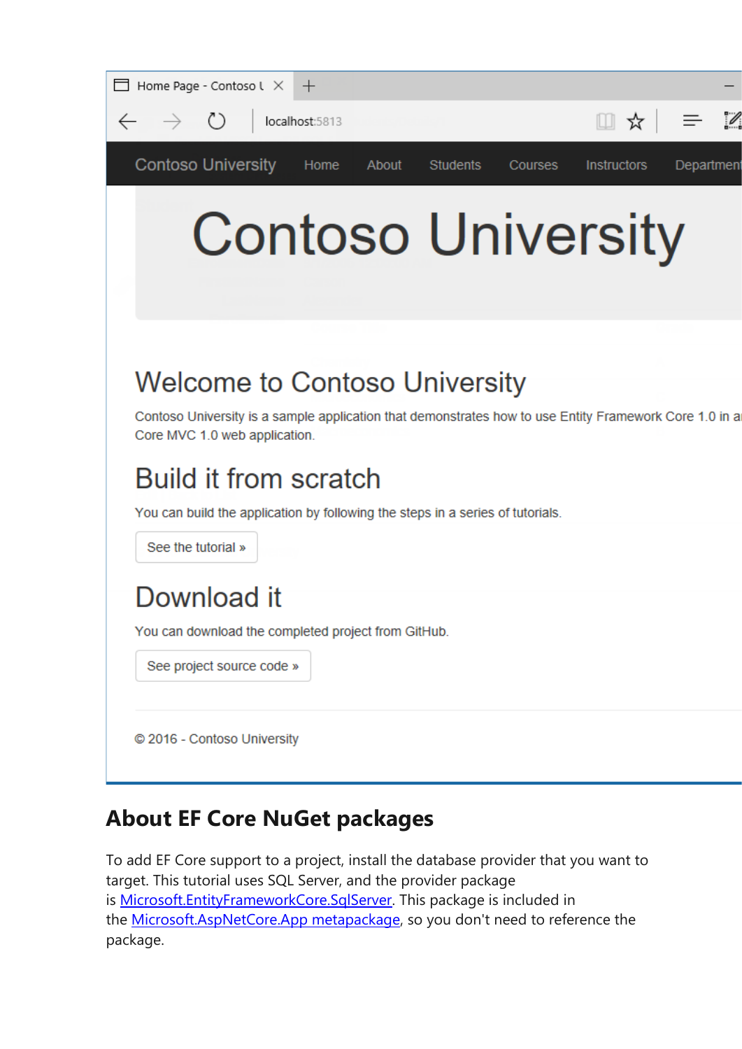## About EF Core NuGet packages

To add EF Core support to a project, install the database provider that you want to target. This tutorial uses SQL Server, and the provider package is Microsoft.EntityFrameworkCore.SqlServer. This package is included in the Microsoft.AspNetCore.App metapackage, so you don't need to reference the package.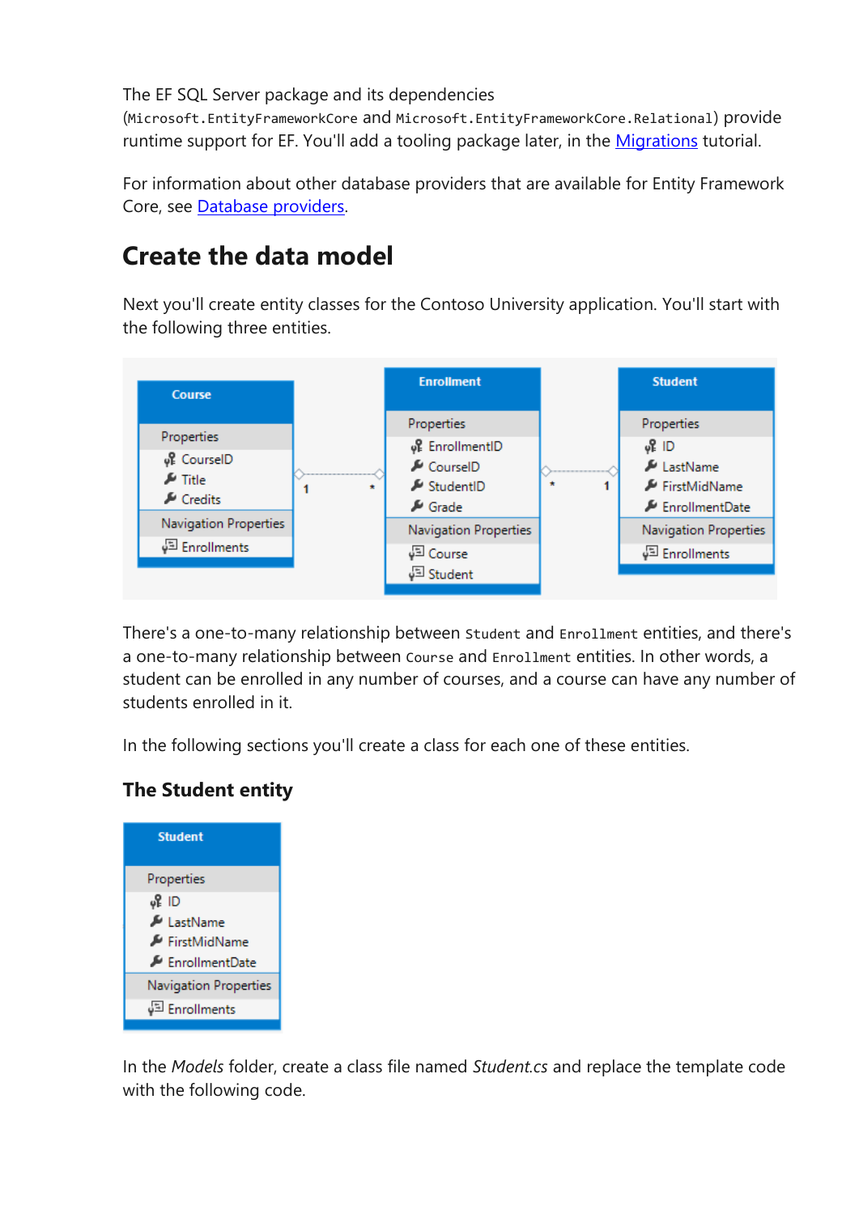The EF SQL Server package and its dependencies (`Microsoft.EntityFrameworkCore` and `Microsoft.EntityFrameworkCore.Relational`) provide runtime support for EF. You'll add a tooling package later, in the [Migrations](#) tutorial.

For information about other database providers that are available for Entity Framework Core, see [Database providers](#).

## Create the data model

Next you'll create entity classes for the Contoso University application. You'll start with the following three entities.

There's a one-to-many relationship between `Student` and `Enrollment` entities, and there's a one-to-many relationship between `Course` and `Enrollment` entities. In other words, a student can be enrolled in any number of courses, and a course can have any number of students enrolled in it.

In the following sections you'll create a class for each one of these entities.

### The Student entity

In the *Models* folder, create a class file named *Student.cs* and replace the template code with the following code.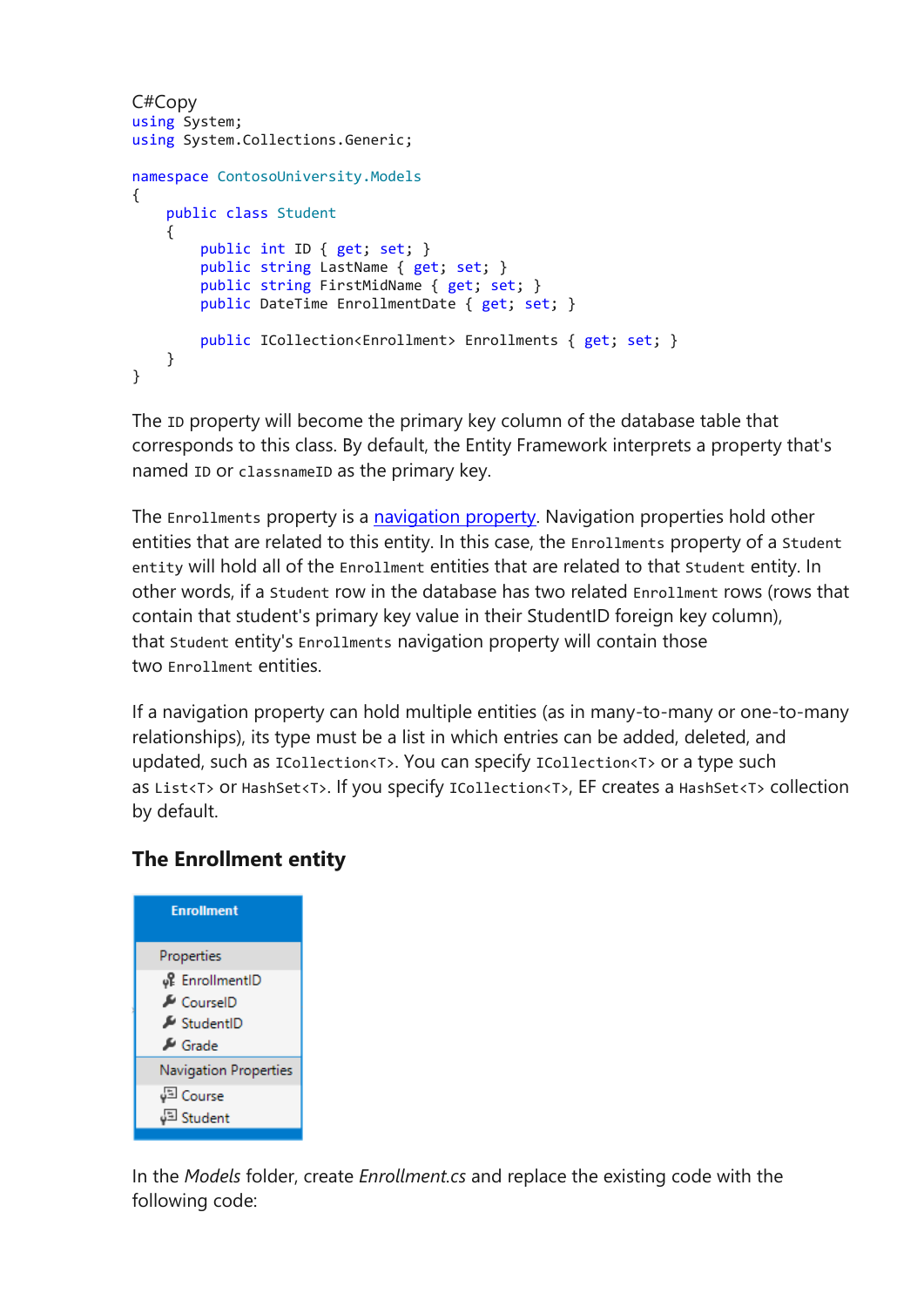C#Copy

```
using System;
using System.Collections.Generic;

namespace ContosoUniversity.Models
{
    public class Student
    {
        public int ID { get; set; }
        public string LastName { get; set; }
        public string FirstMidName { get; set; }
        public DateTime EnrollmentDate { get; set; }

        public ICollection<Enrollment> Enrollments { get; set; }
    }
}
```

The `ID` property will become the primary key column of the database table that corresponds to this class. By default, the Entity Framework interprets a property that's named `ID` or `classnameID` as the primary key.

The `Enrollments` property is a navigation property. Navigation properties hold other entities that are related to this entity. In this case, the `Enrollments` property of a `Student entity` will hold all of the `Enrollment` entities that are related to that `Student` entity. In other words, if a `Student` row in the database has two related `Enrollment` rows (rows that contain that student's primary key value in their StudentID foreign key column), that `Student` entity's `Enrollments` navigation property will contain those two `Enrollment` entities.

If a navigation property can hold multiple entities (as in many-to-many or one-to-many relationships), its type must be a list in which entries can be added, deleted, and updated, such as `ICollection<T>`. You can specify `ICollection<T>` or a type such as `List<T>` or `HashSet<T>`. If you specify `ICollection<T>`, EF creates a `HashSet<T>` collection by default.

### The Enrollment entity

**Enrollment**

Properties
- EnrollmentID
- CourseID
- StudentID
- Grade

Navigation Properties
- Course
- Student

In the *Models* folder, create *Enrollment.cs* and replace the existing code with the following code: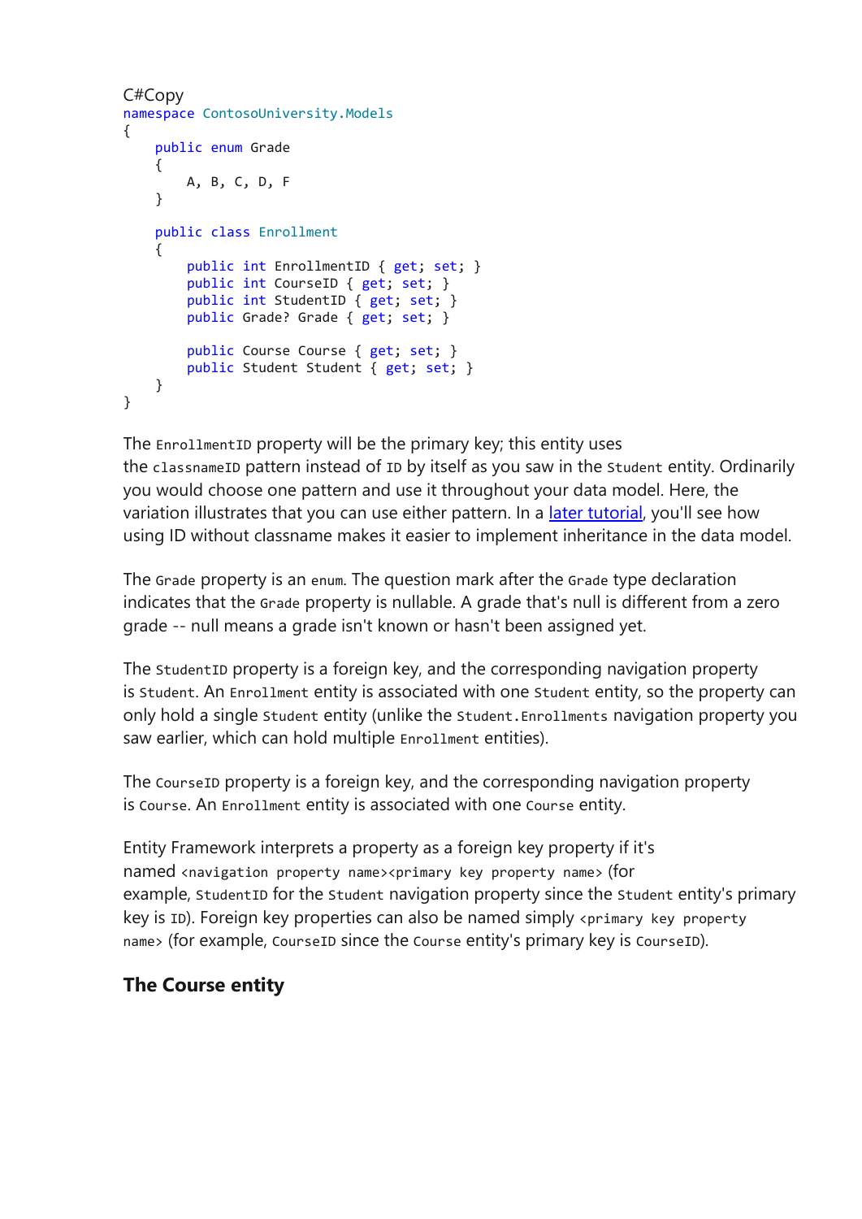C#Copy

```
namespace ContosoUniversity.Models
{
    public enum Grade
    {
        A, B, C, D, F
    }

    public class Enrollment
    {
        public int EnrollmentID { get; set; }
        public int CourseID { get; set; }
        public int StudentID { get; set; }
        public Grade? Grade { get; set; }

        public Course Course { get; set; }
        public Student Student { get; set; }
    }
}
```

The `EnrollmentID` property will be the primary key; this entity uses the `classnameID` pattern instead of `ID` by itself as you saw in the `Student` entity. Ordinarily you would choose one pattern and use it throughout your data model. Here, the variation illustrates that you can use either pattern. In a later tutorial, you'll see how using ID without classname makes it easier to implement inheritance in the data model.

The `Grade` property is an `enum`. The question mark after the `Grade` type declaration indicates that the `Grade` property is nullable. A grade that's null is different from a zero grade -- null means a grade isn't known or hasn't been assigned yet.

The `StudentID` property is a foreign key, and the corresponding navigation property is `Student`. An `Enrollment` entity is associated with one `Student` entity, so the property can only hold a single `Student` entity (unlike the `Student.Enrollments` navigation property you saw earlier, which can hold multiple `Enrollment` entities).

The `CourseID` property is a foreign key, and the corresponding navigation property is `Course`. An `Enrollment` entity is associated with one `Course` entity.

Entity Framework interprets a property as a foreign key property if it's named `<navigation property name><primary key property name>` (for example, `StudentID` for the `Student` navigation property since the `Student` entity's primary key is `ID`). Foreign key properties can also be named simply `<primary key property name>` (for example, `CourseID` since the `Course` entity's primary key is `CourseID`).

### The Course entity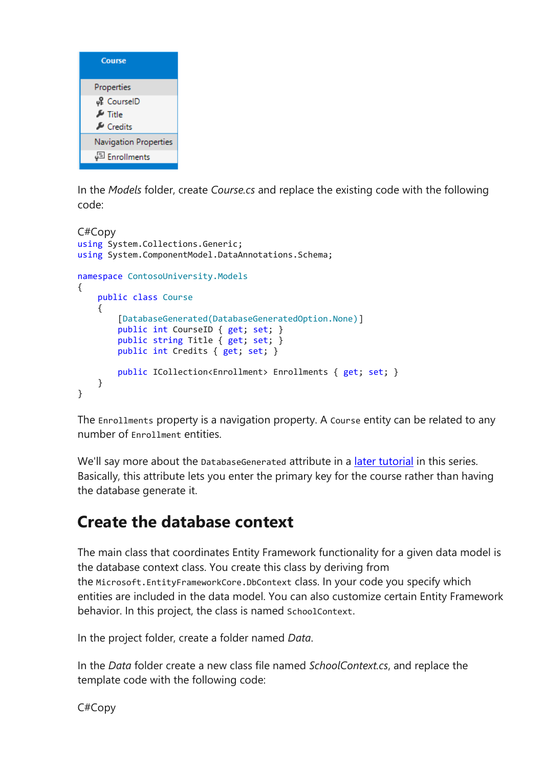In the *Models* folder, create *Course.cs* and replace the existing code with the following code:

C#Copy
```
using System.Collections.Generic;
using System.ComponentModel.DataAnnotations.Schema;

namespace ContosoUniversity.Models
{
    public class Course
    {
        [DatabaseGenerated(DatabaseGeneratedOption.None)]
        public int CourseID { get; set; }
        public string Title { get; set; }
        public int Credits { get; set; }

        public ICollection<Enrollment> Enrollments { get; set; }
    }
}
```

The `Enrollments` property is a navigation property. A `Course` entity can be related to any number of `Enrollment` entities.

We'll say more about the `DatabaseGenerated` attribute in a later tutorial in this series. Basically, this attribute lets you enter the primary key for the course rather than having the database generate it.

## Create the database context

The main class that coordinates Entity Framework functionality for a given data model is the database context class. You create this class by deriving from the `Microsoft.EntityFrameworkCore.DbContext` class. In your code you specify which entities are included in the data model. You can also customize certain Entity Framework behavior. In this project, the class is named `SchoolContext`.

In the project folder, create a folder named *Data*.

In the *Data* folder create a new class file named *SchoolContext.cs*, and replace the template code with the following code:

C#Copy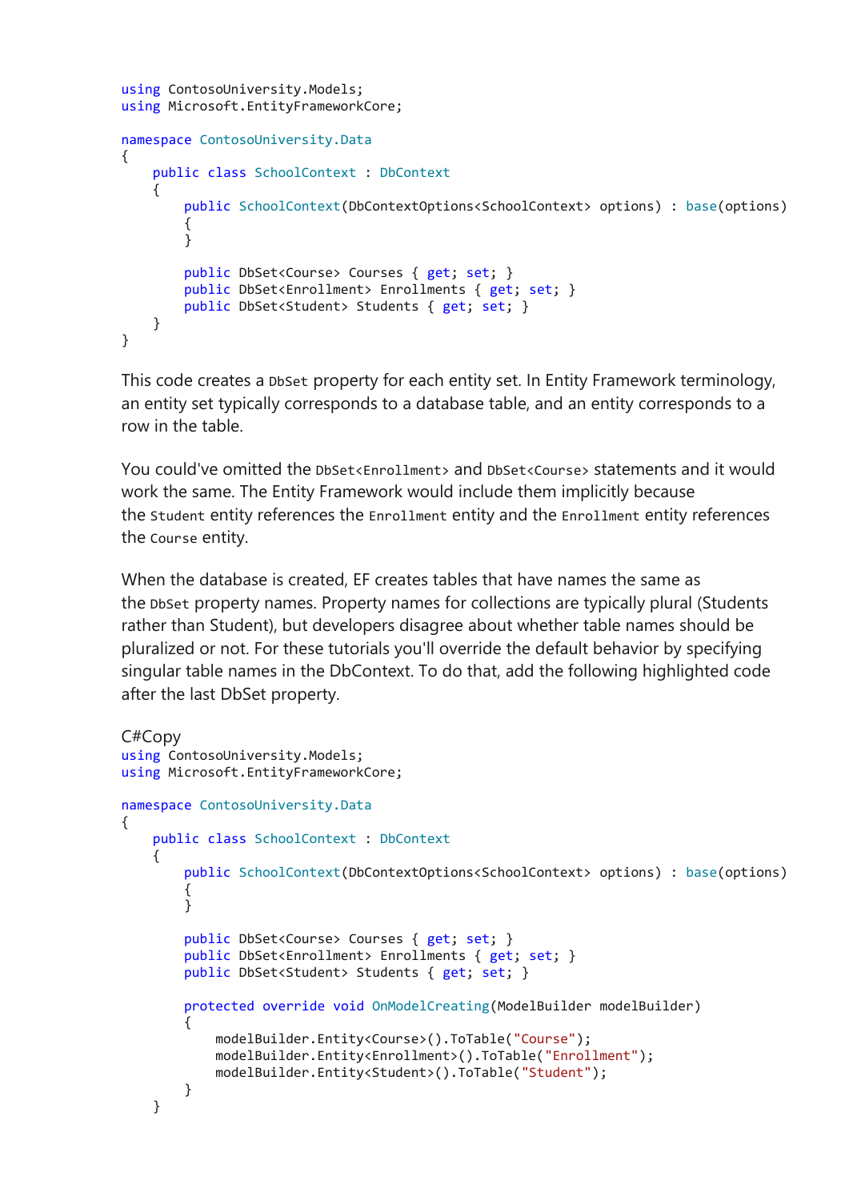```
using ContosoUniversity.Models;
using Microsoft.EntityFrameworkCore;

namespace ContosoUniversity.Data
{
    public class SchoolContext : DbContext
    {
        public SchoolContext(DbContextOptions<SchoolContext> options) : base(options)
        {
        }

        public DbSet<Course> Courses { get; set; }
        public DbSet<Enrollment> Enrollments { get; set; }
        public DbSet<Student> Students { get; set; }
    }
}
```

This code creates a `DbSet` property for each entity set. In Entity Framework terminology, an entity set typically corresponds to a database table, and an entity corresponds to a row in the table.

You could've omitted the `DbSet<Enrollment>` and `DbSet<Course>` statements and it would work the same. The Entity Framework would include them implicitly because the `Student` entity references the `Enrollment` entity and the `Enrollment` entity references the `Course` entity.

When the database is created, EF creates tables that have names the same as the `DbSet` property names. Property names for collections are typically plural (Students rather than Student), but developers disagree about whether table names should be pluralized or not. For these tutorials you'll override the default behavior by specifying singular table names in the DbContext. To do that, add the following highlighted code after the last DbSet property.

C#Copy

```
using ContosoUniversity.Models;
using Microsoft.EntityFrameworkCore;

namespace ContosoUniversity.Data
{
    public class SchoolContext : DbContext
    {
        public SchoolContext(DbContextOptions<SchoolContext> options) : base(options)
        {
        }

        public DbSet<Course> Courses { get; set; }
        public DbSet<Enrollment> Enrollments { get; set; }
        public DbSet<Student> Students { get; set; }

        protected override void OnModelCreating(ModelBuilder modelBuilder)
        {
            modelBuilder.Entity<Course>().ToTable("Course");
            modelBuilder.Entity<Enrollment>().ToTable("Enrollment");
            modelBuilder.Entity<Student>().ToTable("Student");
        }
    }
```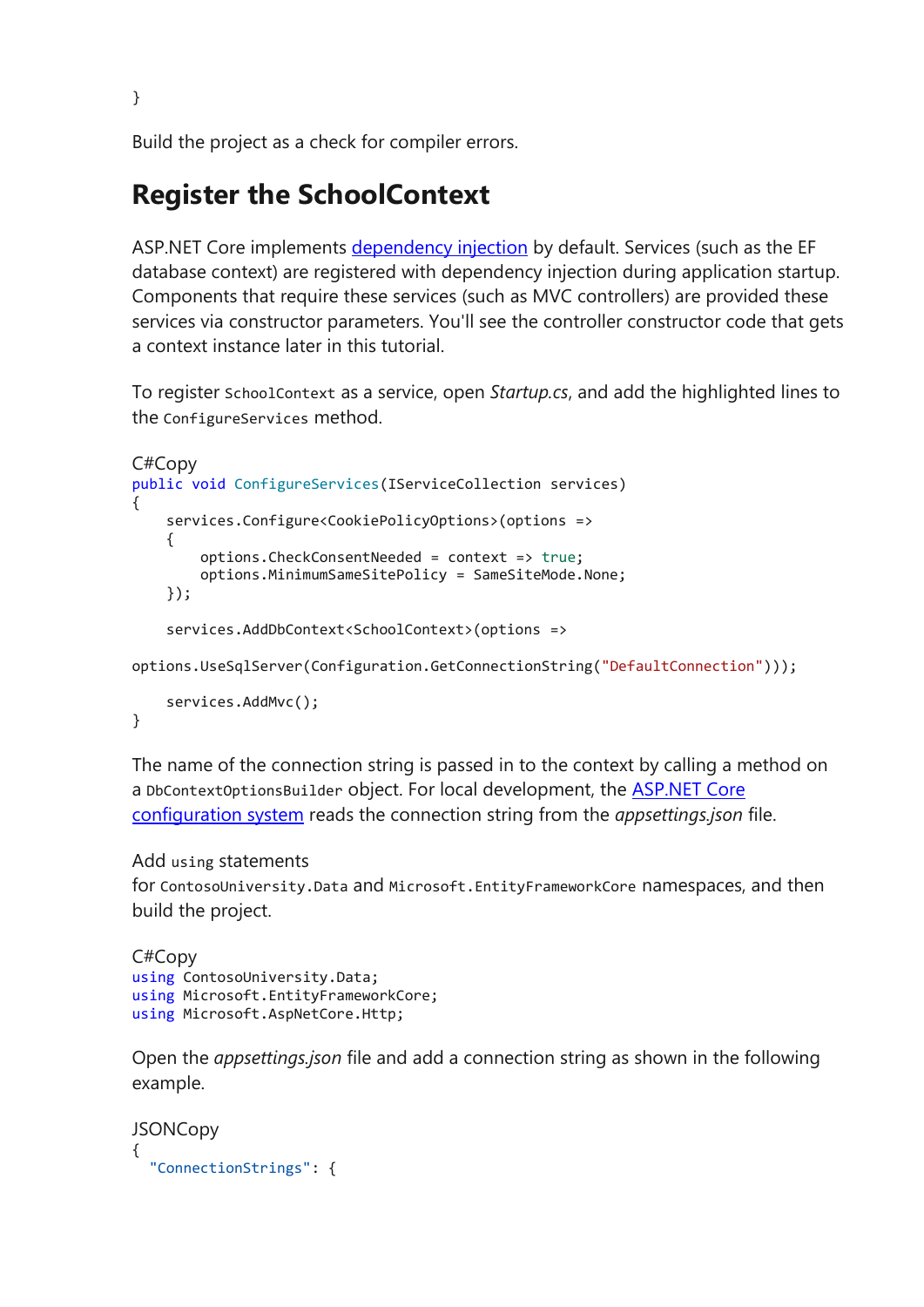```
}
```

Build the project as a check for compiler errors.

## Register the SchoolContext

ASP.NET Core implements [dependency injection](#) by default. Services (such as the EF database context) are registered with dependency injection during application startup. Components that require these services (such as MVC controllers) are provided these services via constructor parameters. You'll see the controller constructor code that gets a context instance later in this tutorial.

To register `SchoolContext` as a service, open *Startup.cs*, and add the highlighted lines to the `ConfigureServices` method.

C#Copy

```csharp
public void ConfigureServices(IServiceCollection services)
{
    services.Configure<CookiePolicyOptions>(options =>
    {
        options.CheckConsentNeeded = context => true;
        options.MinimumSameSitePolicy = SameSiteMode.None;
    });

    services.AddDbContext<SchoolContext>(options =>

options.UseSqlServer(Configuration.GetConnectionString("DefaultConnection")));

    services.AddMvc();
}
```

The name of the connection string is passed in to the context by calling a method on a `DbContextOptionsBuilder` object. For local development, the [ASP.NET Core configuration system](#) reads the connection string from the *appsettings.json* file.

Add `using` statements for `ContosoUniversity.Data` and `Microsoft.EntityFrameworkCore` namespaces, and then build the project.

C#Copy

```csharp
using ContosoUniversity.Data;
using Microsoft.EntityFrameworkCore;
using Microsoft.AspNetCore.Http;
```

Open the *appsettings.json* file and add a connection string as shown in the following example.

JSONCopy

```json
{
  "ConnectionStrings": {
```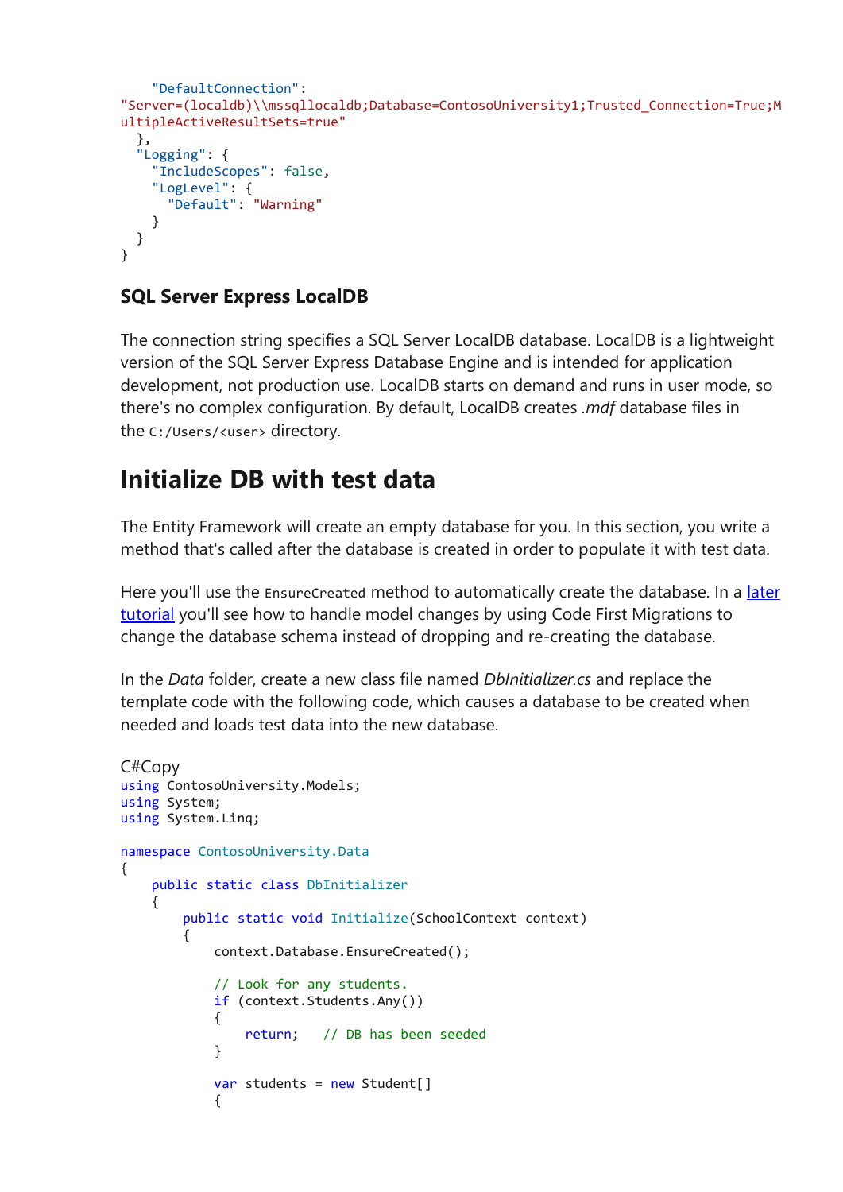```
    "DefaultConnection":
"Server=(localdb)\\mssqllocaldb;Database=ContosoUniversity1;Trusted_Connection=True;MultipleActiveResultSets=true"
  },
  "Logging": {
    "IncludeScopes": false,
    "LogLevel": {
      "Default": "Warning"
    }
  }
}
```

### SQL Server Express LocalDB

The connection string specifies a SQL Server LocalDB database. LocalDB is a lightweight version of the SQL Server Express Database Engine and is intended for application development, not production use. LocalDB starts on demand and runs in user mode, so there's no complex configuration. By default, LocalDB creates *.mdf* database files in the `C:/Users/<user>` directory.

## Initialize DB with test data

The Entity Framework will create an empty database for you. In this section, you write a method that's called after the database is created in order to populate it with test data.

Here you'll use the `EnsureCreated` method to automatically create the database. In a later tutorial you'll see how to handle model changes by using Code First Migrations to change the database schema instead of dropping and re-creating the database.

In the *Data* folder, create a new class file named *DbInitializer.cs* and replace the template code with the following code, which causes a database to be created when needed and loads test data into the new database.

C#Copy
```csharp
using ContosoUniversity.Models;
using System;
using System.Linq;

namespace ContosoUniversity.Data
{
    public static class DbInitializer
    {
        public static void Initialize(SchoolContext context)
        {
            context.Database.EnsureCreated();

            // Look for any students.
            if (context.Students.Any())
            {
                return;   // DB has been seeded
            }

            var students = new Student[]
            {
```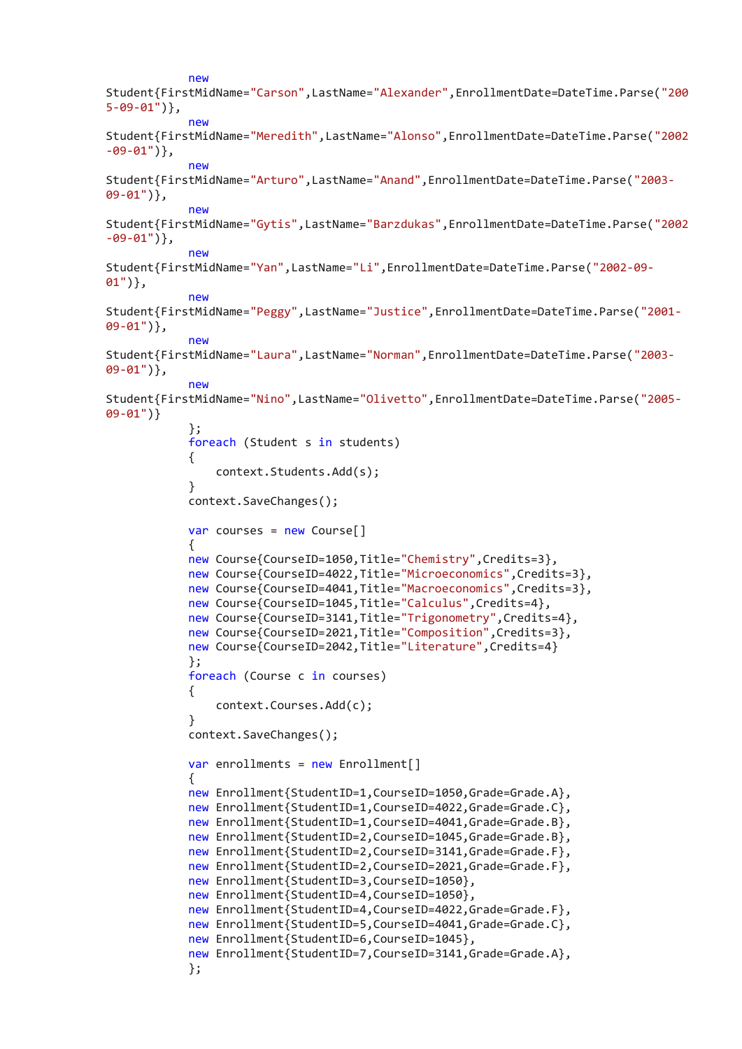```
            new
Student{FirstMidName="Carson",LastName="Alexander",EnrollmentDate=DateTime.Parse("2005-09-01")},
            new
Student{FirstMidName="Meredith",LastName="Alonso",EnrollmentDate=DateTime.Parse("2002-09-01")},
            new
Student{FirstMidName="Arturo",LastName="Anand",EnrollmentDate=DateTime.Parse("2003-09-01")},
            new
Student{FirstMidName="Gytis",LastName="Barzdukas",EnrollmentDate=DateTime.Parse("2002-09-01")},
            new
Student{FirstMidName="Yan",LastName="Li",EnrollmentDate=DateTime.Parse("2002-09-01")},
            new
Student{FirstMidName="Peggy",LastName="Justice",EnrollmentDate=DateTime.Parse("2001-09-01")},
            new
Student{FirstMidName="Laura",LastName="Norman",EnrollmentDate=DateTime.Parse("2003-09-01")},
            new
Student{FirstMidName="Nino",LastName="Olivetto",EnrollmentDate=DateTime.Parse("2005-09-01")}
            };
            foreach (Student s in students)
            {
                context.Students.Add(s);
            }
            context.SaveChanges();

            var courses = new Course[]
            {
            new Course{CourseID=1050,Title="Chemistry",Credits=3},
            new Course{CourseID=4022,Title="Microeconomics",Credits=3},
            new Course{CourseID=4041,Title="Macroeconomics",Credits=3},
            new Course{CourseID=1045,Title="Calculus",Credits=4},
            new Course{CourseID=3141,Title="Trigonometry",Credits=4},
            new Course{CourseID=2021,Title="Composition",Credits=3},
            new Course{CourseID=2042,Title="Literature",Credits=4}
            };
            foreach (Course c in courses)
            {
                context.Courses.Add(c);
            }
            context.SaveChanges();

            var enrollments = new Enrollment[]
            {
            new Enrollment{StudentID=1,CourseID=1050,Grade=Grade.A},
            new Enrollment{StudentID=1,CourseID=4022,Grade=Grade.C},
            new Enrollment{StudentID=1,CourseID=4041,Grade=Grade.B},
            new Enrollment{StudentID=2,CourseID=1045,Grade=Grade.B},
            new Enrollment{StudentID=2,CourseID=3141,Grade=Grade.F},
            new Enrollment{StudentID=2,CourseID=2021,Grade=Grade.F},
            new Enrollment{StudentID=3,CourseID=1050},
            new Enrollment{StudentID=4,CourseID=1050},
            new Enrollment{StudentID=4,CourseID=4022,Grade=Grade.F},
            new Enrollment{StudentID=5,CourseID=4041,Grade=Grade.C},
            new Enrollment{StudentID=6,CourseID=1045},
            new Enrollment{StudentID=7,CourseID=3141,Grade=Grade.A},
            };
```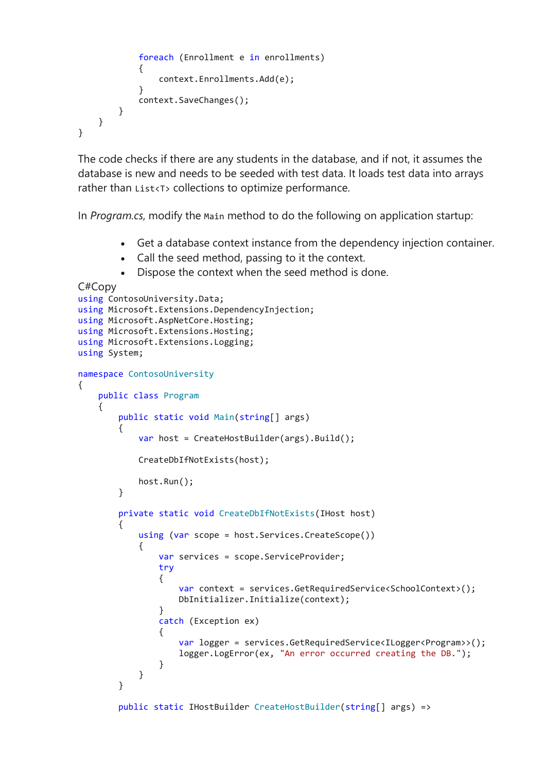```
            foreach (Enrollment e in enrollments)
            {
                context.Enrollments.Add(e);
            }
            context.SaveChanges();
        }
    }
}
```

The code checks if there are any students in the database, and if not, it assumes the database is new and needs to be seeded with test data. It loads test data into arrays rather than `List<T>` collections to optimize performance.

In *Program.cs*, modify the `Main` method to do the following on application startup:

- Get a database context instance from the dependency injection container.
- Call the seed method, passing to it the context.
- Dispose the context when the seed method is done.

C#Copy

```
using ContosoUniversity.Data;
using Microsoft.Extensions.DependencyInjection;
using Microsoft.AspNetCore.Hosting;
using Microsoft.Extensions.Hosting;
using Microsoft.Extensions.Logging;
using System;

namespace ContosoUniversity
{
    public class Program
    {
        public static void Main(string[] args)
        {
            var host = CreateHostBuilder(args).Build();

            CreateDbIfNotExists(host);

            host.Run();
        }

        private static void CreateDbIfNotExists(IHost host)
        {
            using (var scope = host.Services.CreateScope())
            {
                var services = scope.ServiceProvider;
                try
                {
                    var context = services.GetRequiredService<SchoolContext>();
                    DbInitializer.Initialize(context);
                }
                catch (Exception ex)
                {
                    var logger = services.GetRequiredService<ILogger<Program>>();
                    logger.LogError(ex, "An error occurred creating the DB.");
                }
            }
        }

        public static IHostBuilder CreateHostBuilder(string[] args) =>
```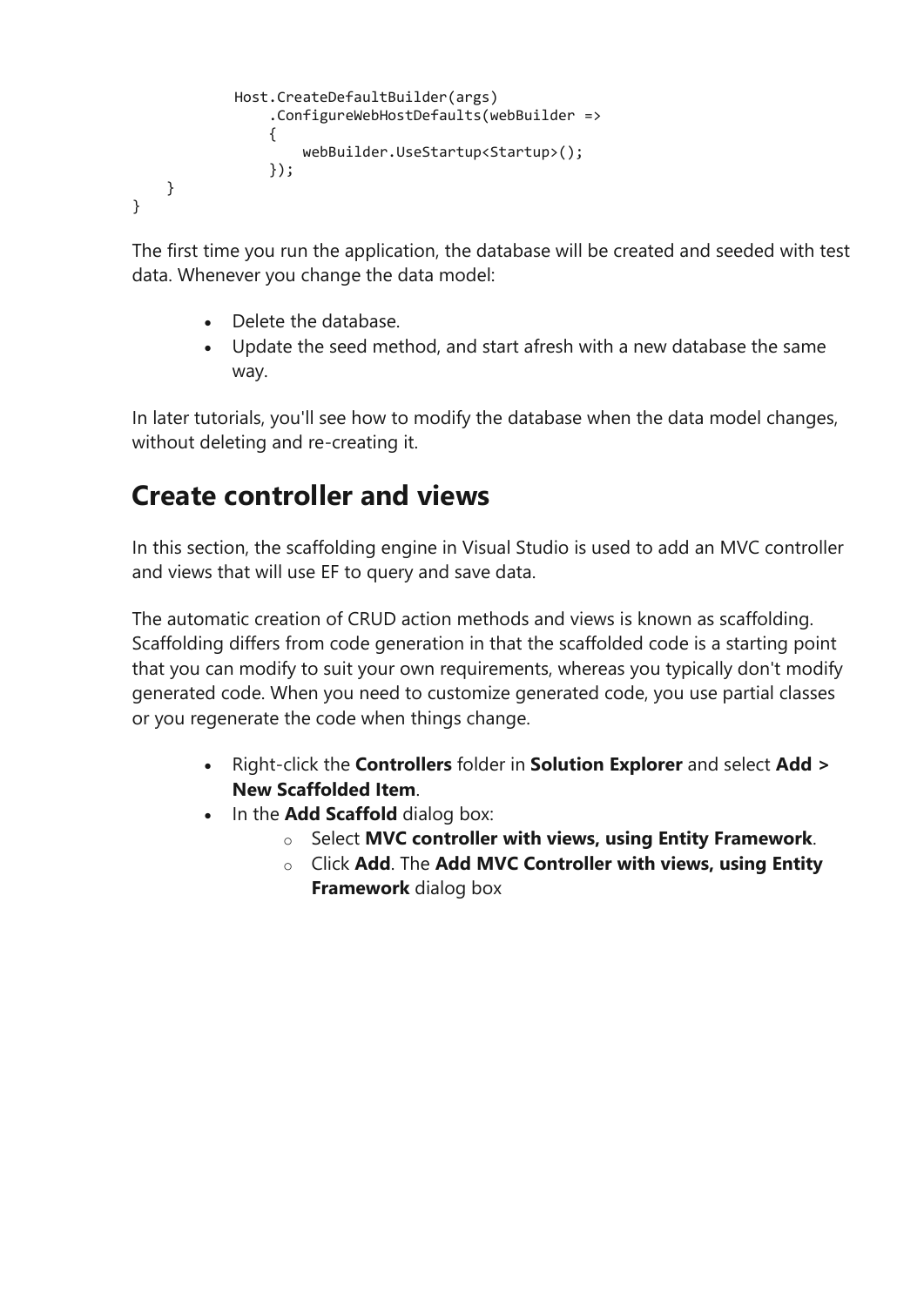```
            Host.CreateDefaultBuilder(args)
                .ConfigureWebHostDefaults(webBuilder =>
                {
                    webBuilder.UseStartup<Startup>();
                });
    }
}
```

The first time you run the application, the database will be created and seeded with test data. Whenever you change the data model:

- Delete the database.
- Update the seed method, and start afresh with a new database the same way.

In later tutorials, you'll see how to modify the database when the data model changes, without deleting and re-creating it.

## Create controller and views

In this section, the scaffolding engine in Visual Studio is used to add an MVC controller and views that will use EF to query and save data.

The automatic creation of CRUD action methods and views is known as scaffolding. Scaffolding differs from code generation in that the scaffolded code is a starting point that you can modify to suit your own requirements, whereas you typically don't modify generated code. When you need to customize generated code, you use partial classes or you regenerate the code when things change.

- Right-click the **Controllers** folder in **Solution Explorer** and select **Add > New Scaffolded Item**.
- In the **Add Scaffold** dialog box:
  - Select **MVC controller with views, using Entity Framework**.
  - Click **Add**. The **Add MVC Controller with views, using Entity Framework** dialog box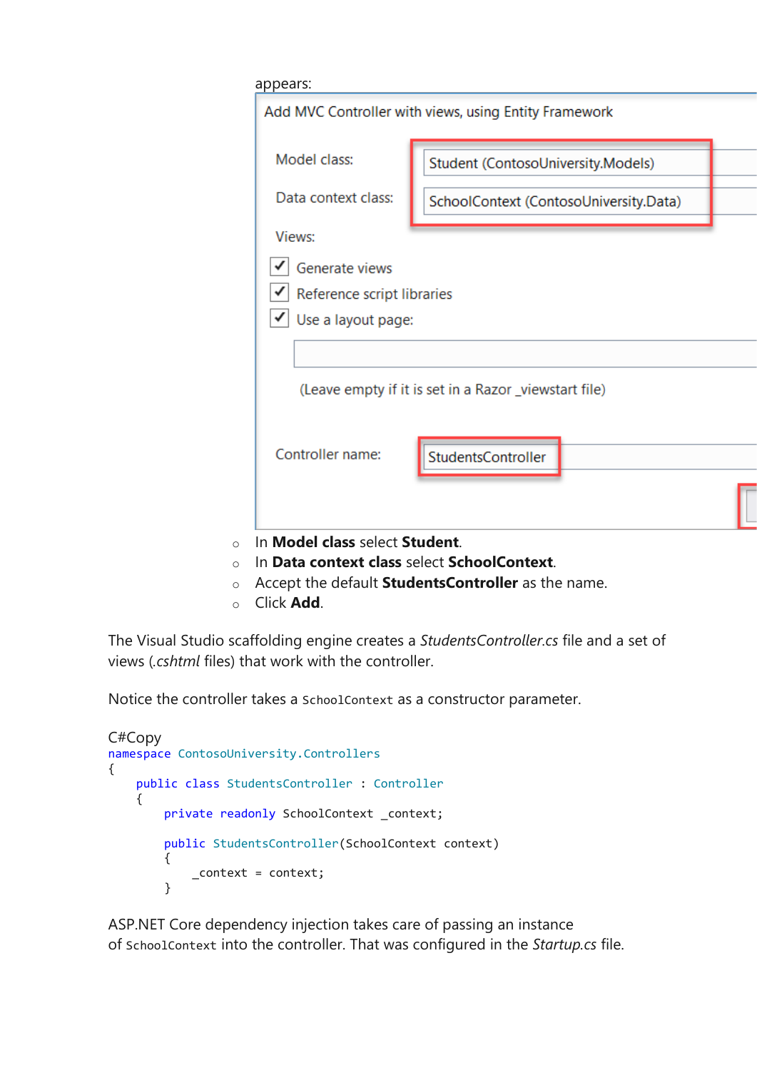appears:

Add MVC Controller with views, using Entity Framework

Model class: Student (ContosoUniversity.Models)

Data context class: SchoolContext (ContosoUniversity.Data)

Views:

- [x] Generate views
- [x] Reference script libraries
- [x] Use a layout page:

(Leave empty if it is set in a Razor _viewstart file)

Controller name: StudentsController

- In **Model class** select **Student**.
- In **Data context class** select **SchoolContext**.
- Accept the default **StudentsController** as the name.
- Click **Add**.

The Visual Studio scaffolding engine creates a *StudentsController.cs* file and a set of views (*.cshtml* files) that work with the controller.

Notice the controller takes a `SchoolContext` as a constructor parameter.

C#Copy

```csharp
namespace ContosoUniversity.Controllers
{
    public class StudentsController : Controller
    {
        private readonly SchoolContext _context;

        public StudentsController(SchoolContext context)
        {
            _context = context;
        }
```

ASP.NET Core dependency injection takes care of passing an instance of `SchoolContext` into the controller. That was configured in the *Startup.cs* file.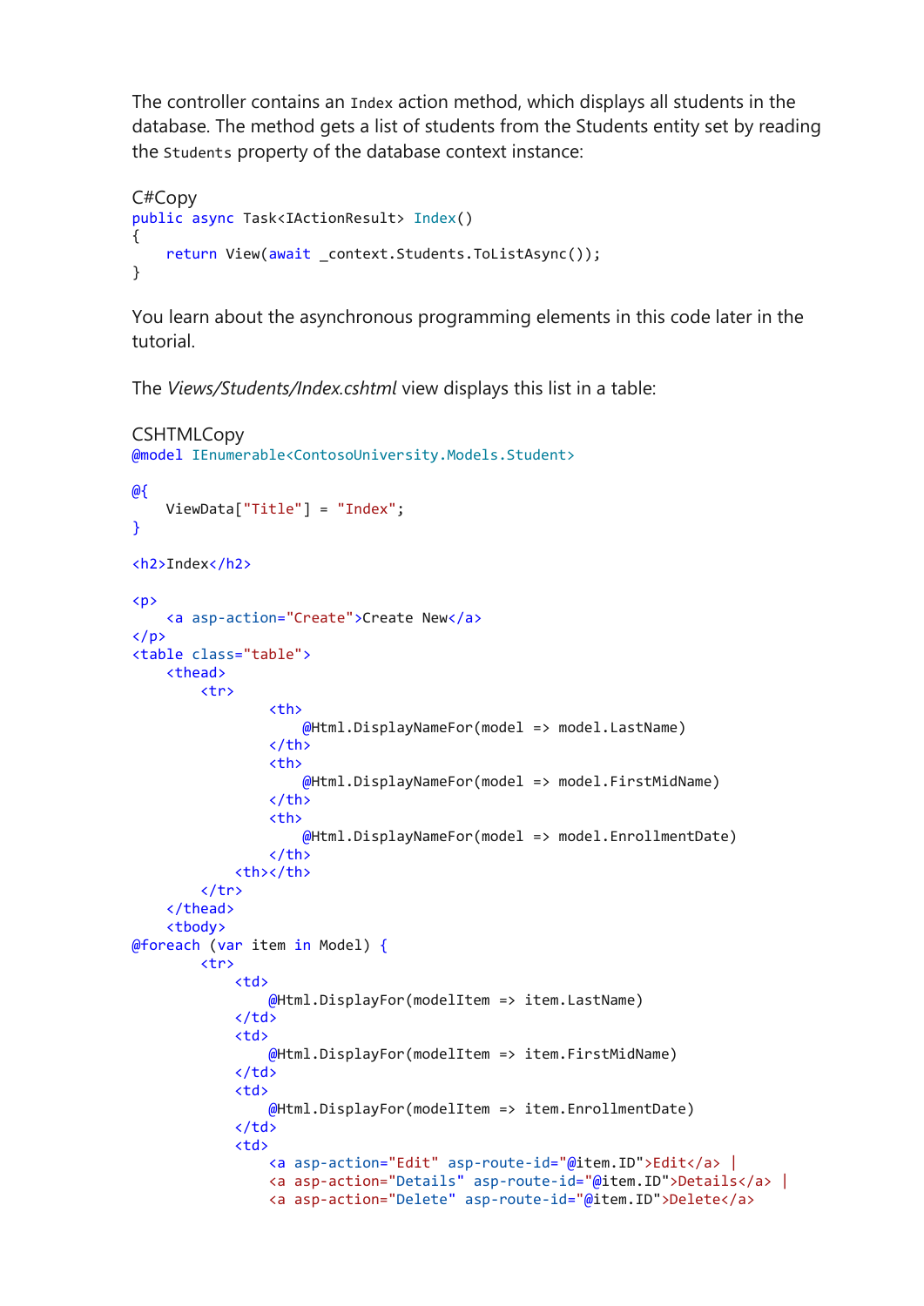The controller contains an `Index` action method, which displays all students in the database. The method gets a list of students from the Students entity set by reading the `Students` property of the database context instance:

C#Copy

```
public async Task<IActionResult> Index()
{
    return View(await _context.Students.ToListAsync());
}
```

You learn about the asynchronous programming elements in this code later in the tutorial.

The *Views/Students/Index.cshtml* view displays this list in a table:

CSHTMLCopy

```
@model IEnumerable<ContosoUniversity.Models.Student>

@{
    ViewData["Title"] = "Index";
}

<h2>Index</h2>

<p>
    <a asp-action="Create">Create New</a>
</p>
<table class="table">
    <thead>
        <tr>
                <th>
                    @Html.DisplayNameFor(model => model.LastName)
                </th>
                <th>
                    @Html.DisplayNameFor(model => model.FirstMidName)
                </th>
                <th>
                    @Html.DisplayNameFor(model => model.EnrollmentDate)
                </th>
            <th></th>
        </tr>
    </thead>
    <tbody>
@foreach (var item in Model) {
        <tr>
            <td>
                @Html.DisplayFor(modelItem => item.LastName)
            </td>
            <td>
                @Html.DisplayFor(modelItem => item.FirstMidName)
            </td>
            <td>
                @Html.DisplayFor(modelItem => item.EnrollmentDate)
            </td>
            <td>
                <a asp-action="Edit" asp-route-id="@item.ID">Edit</a> |
                <a asp-action="Details" asp-route-id="@item.ID">Details</a> |
                <a asp-action="Delete" asp-route-id="@item.ID">Delete</a>
```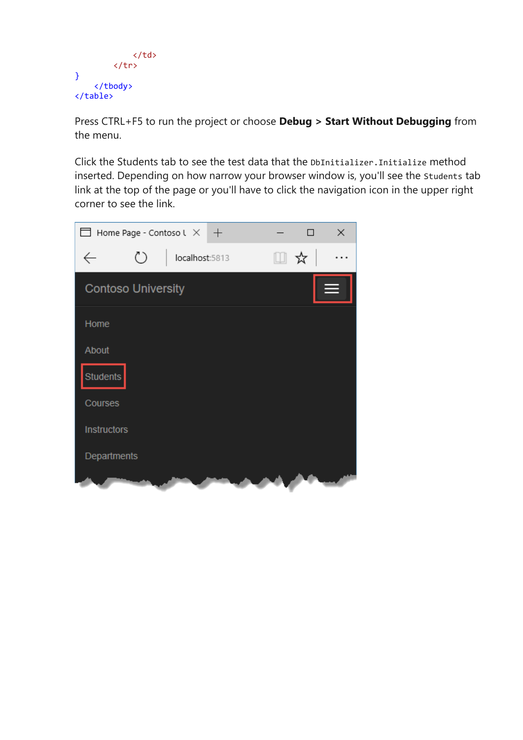```
            </td>
        </tr>
}
    </tbody>
</table>
```

Press CTRL+F5 to run the project or choose **Debug > Start Without Debugging** from the menu.

Click the Students tab to see the test data that the `DbInitializer.Initialize` method inserted. Depending on how narrow your browser window is, you'll see the `Students` tab link at the top of the page or you'll have to click the navigation icon in the upper right corner to see the link.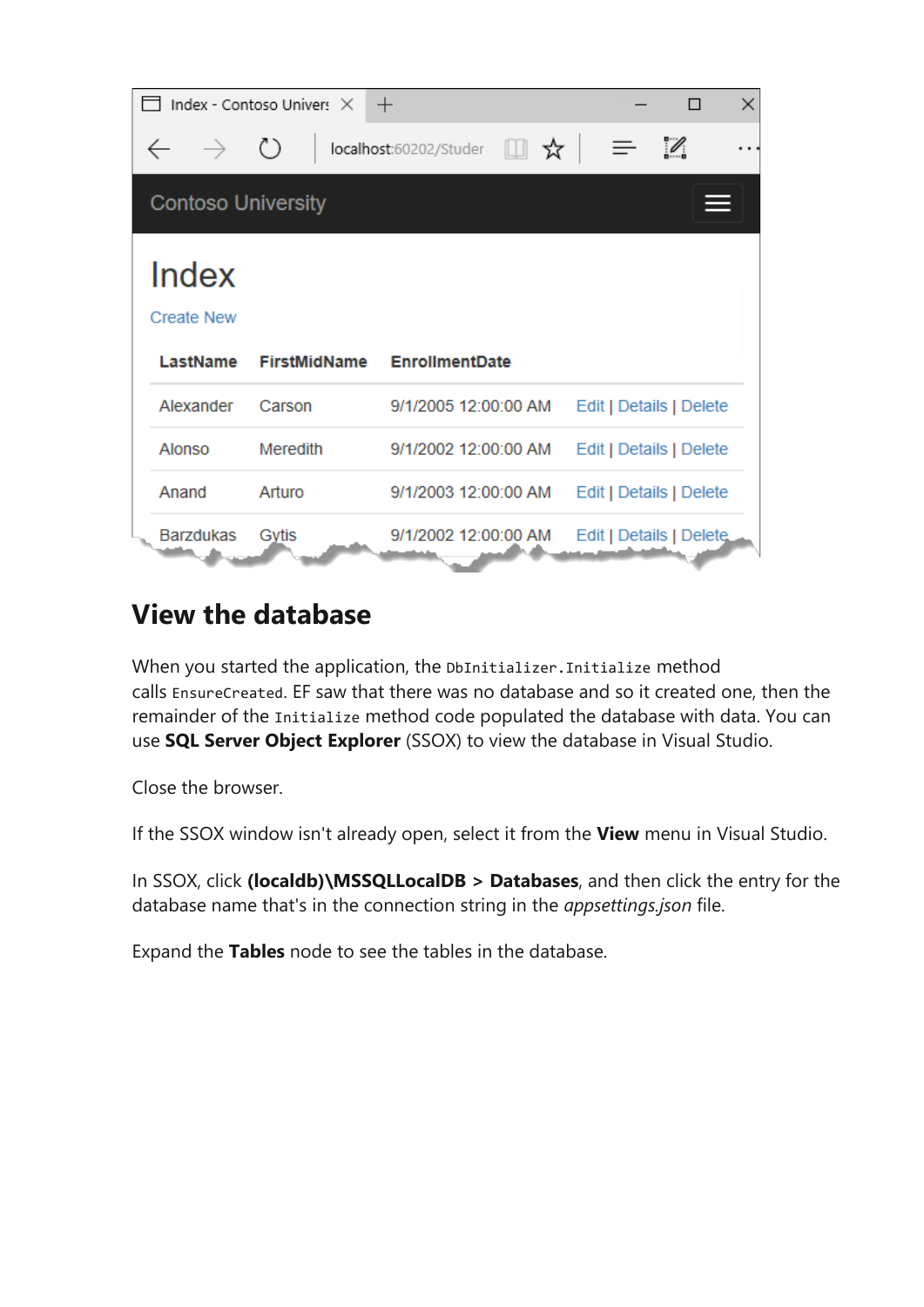## View the database

When you started the application, the `DbInitializer.Initialize` method calls `EnsureCreated`. EF saw that there was no database and so it created one, then the remainder of the `Initialize` method code populated the database with data. You can use **SQL Server Object Explorer** (SSOX) to view the database in Visual Studio.

Close the browser.

If the SSOX window isn't already open, select it from the **View** menu in Visual Studio.

In SSOX, click **(localdb)\MSSQLLocalDB > Databases**, and then click the entry for the database name that's in the connection string in the *appsettings.json* file.

Expand the **Tables** node to see the tables in the database.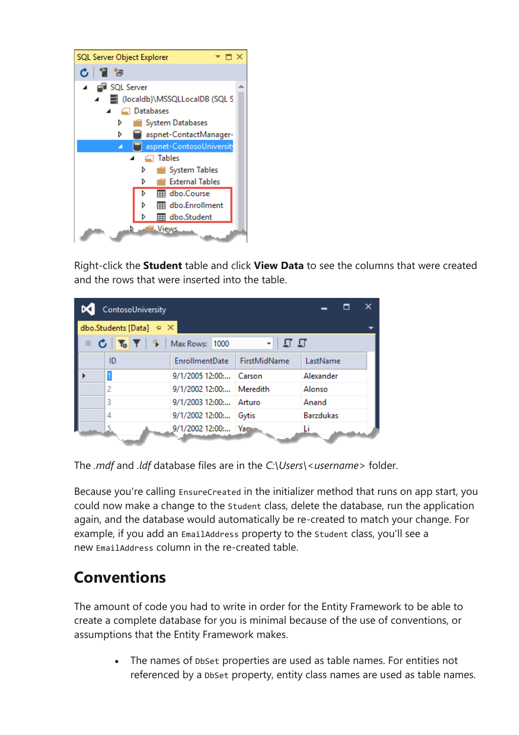Right-click the **Student** table and click **View Data** to see the columns that were created and the rows that were inserted into the table.

The *.mdf* and *.ldf* database files are in the *C:\Users\<username>* folder.

Because you're calling `EnsureCreated` in the initializer method that runs on app start, you could now make a change to the `Student` class, delete the database, run the application again, and the database would automatically be re-created to match your change. For example, if you add an `EmailAddress` property to the `Student` class, you'll see a new `EmailAddress` column in the re-created table.

## Conventions

The amount of code you had to write in order for the Entity Framework to be able to create a complete database for you is minimal because of the use of conventions, or assumptions that the Entity Framework makes.

- The names of `DbSet` properties are used as table names. For entities not referenced by a `DbSet` property, entity class names are used as table names.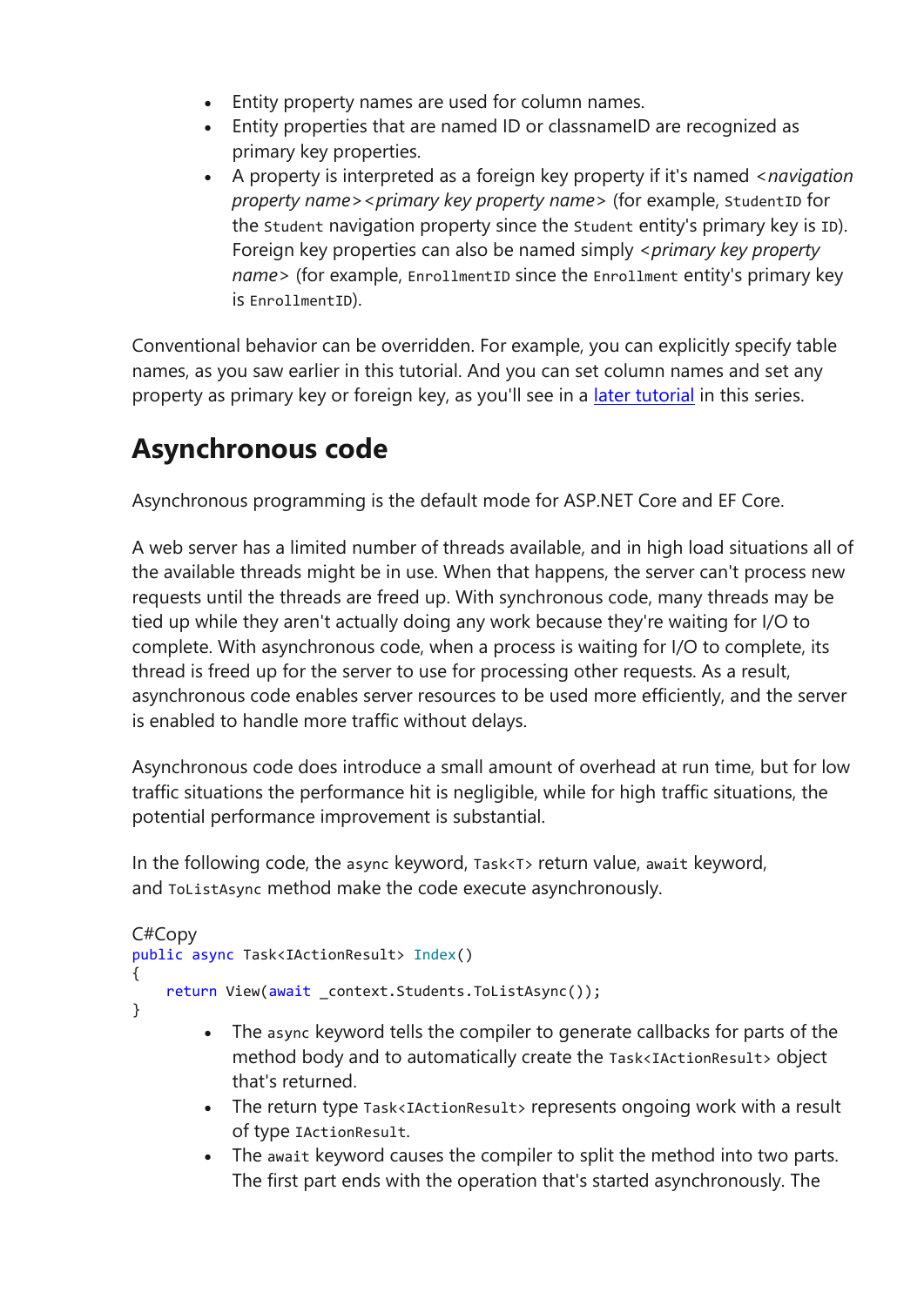- Entity property names are used for column names.
- Entity properties that are named ID or classnameID are recognized as primary key properties.
- A property is interpreted as a foreign key property if it's named *<navigation property name><primary key property name>* (for example, `StudentID` for the `Student` navigation property since the `Student` entity's primary key is `ID`). Foreign key properties can also be named simply *<primary key property name>* (for example, `EnrollmentID` since the `Enrollment` entity's primary key is `EnrollmentID`).

Conventional behavior can be overridden. For example, you can explicitly specify table names, as you saw earlier in this tutorial. And you can set column names and set any property as primary key or foreign key, as you'll see in a [later tutorial](#) in this series.

## Asynchronous code

Asynchronous programming is the default mode for ASP.NET Core and EF Core.

A web server has a limited number of threads available, and in high load situations all of the available threads might be in use. When that happens, the server can't process new requests until the threads are freed up. With synchronous code, many threads may be tied up while they aren't actually doing any work because they're waiting for I/O to complete. With asynchronous code, when a process is waiting for I/O to complete, its thread is freed up for the server to use for processing other requests. As a result, asynchronous code enables server resources to be used more efficiently, and the server is enabled to handle more traffic without delays.

Asynchronous code does introduce a small amount of overhead at run time, but for low traffic situations the performance hit is negligible, while for high traffic situations, the potential performance improvement is substantial.

In the following code, the `async` keyword, `Task<T>` return value, `await` keyword, and `ToListAsync` method make the code execute asynchronously.

C#Copy
```csharp
public async Task<IActionResult> Index()
{
    return View(await _context.Students.ToListAsync());
}
```

- The `async` keyword tells the compiler to generate callbacks for parts of the method body and to automatically create the `Task<IActionResult>` object that's returned.
- The return type `Task<IActionResult>` represents ongoing work with a result of type `IActionResult`.
- The `await` keyword causes the compiler to split the method into two parts. The first part ends with the operation that's started asynchronously. The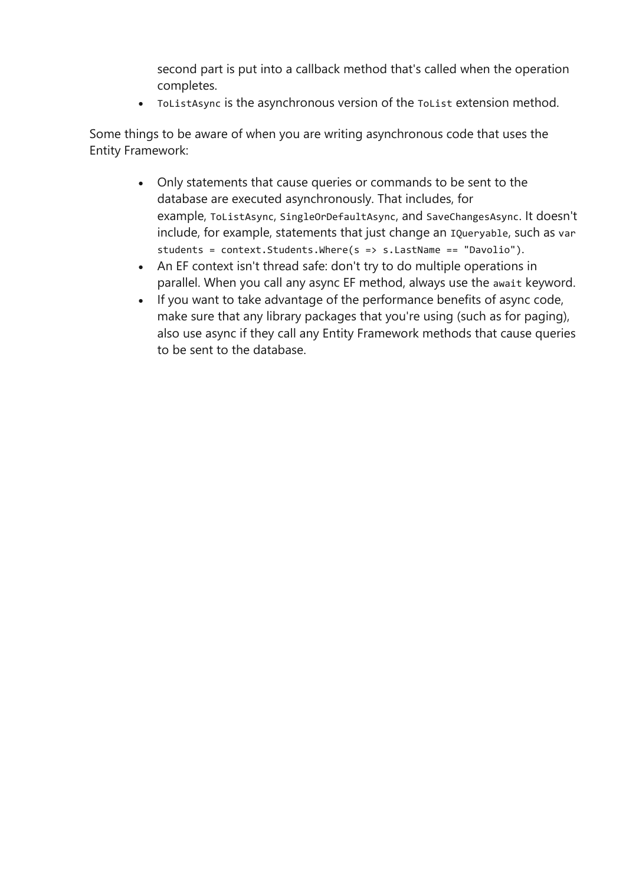second part is put into a callback method that's called when the operation completes.
- `ToListAsync` is the asynchronous version of the `ToList` extension method.

Some things to be aware of when you are writing asynchronous code that uses the Entity Framework:

- Only statements that cause queries or commands to be sent to the database are executed asynchronously. That includes, for example, `ToListAsync`, `SingleOrDefaultAsync`, and `SaveChangesAsync`. It doesn't include, for example, statements that just change an `IQueryable`, such as `var students = context.Students.Where(s => s.LastName == "Davolio")`.
- An EF context isn't thread safe: don't try to do multiple operations in parallel. When you call any async EF method, always use the `await` keyword.
- If you want to take advantage of the performance benefits of async code, make sure that any library packages that you're using (such as for paging), also use async if they call any Entity Framework methods that cause queries to be sent to the database.